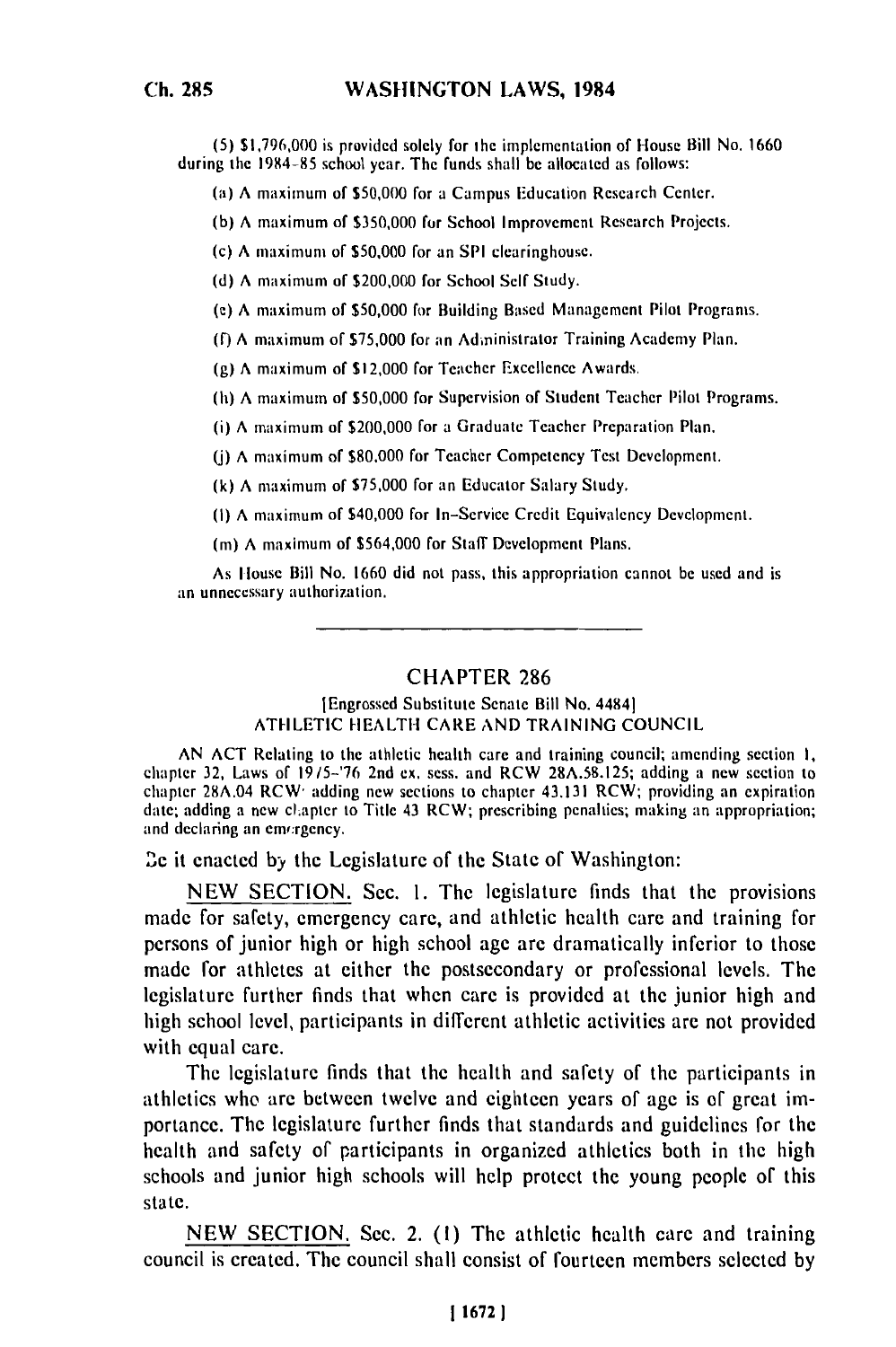(5) $1,796,000 is provided solely for the implementation of House Bill No. 1660 during the 1984-85 school year. The funds shall be allocated as follows:

(a) A maximum of $50,000 for a Campus Education Research Center.

(b) A maximum of $350,000 for School Improvement Research Projects.

(c) A maximum of $50,000 for an SPI clearinghouse.

(d) A maximum of $200,000 for School Self Study.

(e) A maximum of $50,000 for Building Based Management Pilot Programs.

(f) A maximum of $75,000 for an Administrator Training Academy Plan.

(g) A maximum of $12,000 for Teacher Excellence Awards.

(h) A maximum of $50,000 for Supervision of Student Teacher Pilot Programs.

(i) A maximum of $200,000 for a Graduate Teacher Preparation Plan.

(j) A maximum of $80,000 for Teacher Competency Test Development.

(k) A maximum of $75,000 for an Educator Salary Study.

(l) A maximum of $40,000 for In-Service Credit Equivalency Development.

(m) A maximum of $564,000 for Staff Development Plans.

As House Bill No. 1660 did not pass, this appropriation cannot be used and is an unnecessary authorization.

---

# CHAPTER 286

[Engrossed Substitute Senate Bill No. 4484]

ATHLETIC HEALTH CARE AND TRAINING COUNCIL

AN ACT Relating to the athletic health care and training council; amending section 1, chapter 32, Laws of 1975-'76 2nd ex. sess. and RCW 28A.58.125; adding a new section to chapter 28A.04 RCW; adding new sections to chapter 43.131 RCW; providing an expiration date; adding a new chapter to Title 43 RCW; prescribing penalties; making an appropriation; and declaring an emergency.

Be it enacted by the Legislature of the State of Washington:

NEW SECTION. Sec. 1. The legislature finds that the provisions made for safety, emergency care, and athletic health care and training for persons of junior high or high school age are dramatically inferior to those made for athletes at either the postsecondary or professional levels. The legislature further finds that when care is provided at the junior high and high school level, participants in different athletic activities are not provided with equal care.

The legislature finds that the health and safety of the participants in athletics who are between twelve and eighteen years of age is of great importance. The legislature further finds that standards and guidelines for the health and safety of participants in organized athletics both in the high schools and junior high schools will help protect the young people of this state.

NEW SECTION. Sec. 2. (1) The athletic health care and training council is created. The council shall consist of fourteen members selected by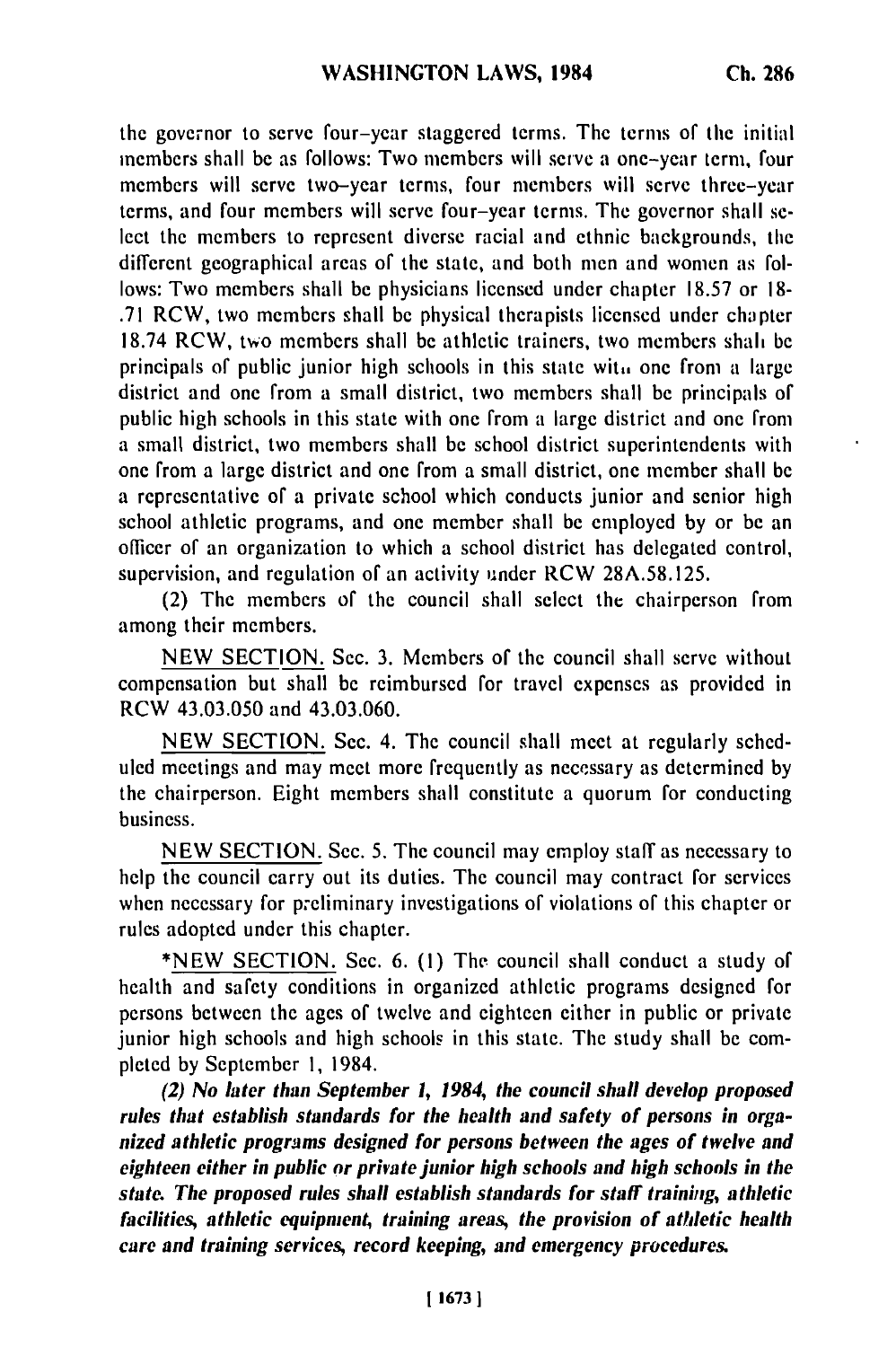the governor to serve four-year staggered terms. The terms of the initial members shall be as follows: Two members will serve a one-year term, four members will serve two-year terms, four members will serve three-year terms, and four members will serve four-year terms. The governor shall select the members to represent diverse racial and ethnic backgrounds, the different geographical areas of the state, and both men and women as follows: Two members shall be physicians licensed under chapter 18.57 or 18-.71 RCW, two members shall be physical therapists licensed under chapter 18.74 RCW, two members shall be athletic trainers, two members shall be principals of public junior high schools in this state with one from a large district and one from a small district, two members shall be principals of public high schools in this state with one from a large district and one from a small district, two members shall be school district superintendents with one from a large district and one from a small district, one member shall be a representative of a private school which conducts junior and senior high school athletic programs, and one member shall be employed by or be an officer of an organization to which a school district has delegated control, supervision, and regulation of an activity under RCW 28A.58.125.

(2) The members of the council shall select the chairperson from among their members.

NEW SECTION. Sec. 3. Members of the council shall serve without compensation but shall be reimbursed for travel expenses as provided in RCW 43.03.050 and 43.03.060.

NEW SECTION. Sec. 4. The council shall meet at regularly scheduled meetings and may meet more frequently as necessary as determined by the chairperson. Eight members shall constitute a quorum for conducting business.

NEW SECTION. Sec. 5. The council may employ staff as necessary to help the council carry out its duties. The council may contract for services when necessary for preliminary investigations of violations of this chapter or rules adopted under this chapter.

*NEW SECTION. Sec. 6. (1) The council shall conduct a study of health and safety conditions in organized athletic programs designed for persons between the ages of twelve and eighteen either in public or private junior high schools and high schools in this state. The study shall be completed by September 1, 1984.

*(2) No later than September 1, 1984, the council shall develop proposed rules that establish standards for the health and safety of persons in organized athletic programs designed for persons between the ages of twelve and eighteen either in public or private junior high schools and high schools in the state. The proposed rules shall establish standards for staff training, athletic facilities, athletic equipment, training areas, the provision of athletic health care and training services, record keeping, and emergency procedures.*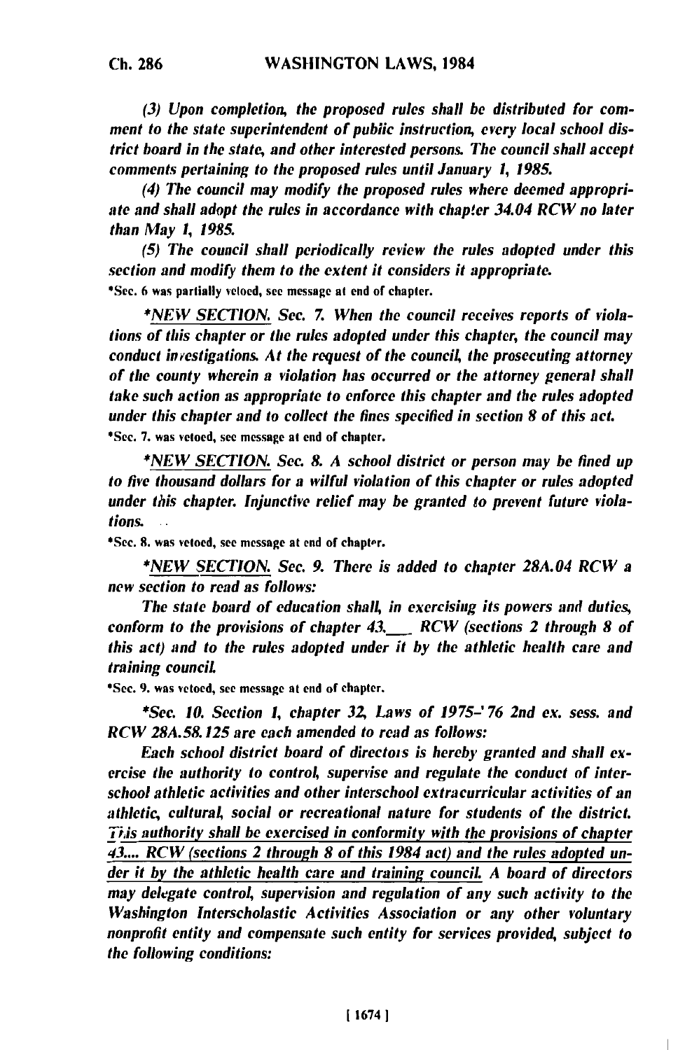*(3) Upon completion, the proposed rules shall be distributed for comment to the state superintendent of public instruction, every local school district board in the state, and other interested persons. The council shall accept comments pertaining to the proposed rules until January 1, 1985.*

*(4) The council may modify the proposed rules where deemed appropriate and shall adopt the rules in accordance with chapter 34.04 RCW no later than May 1, 1985.*

*(5) The council shall periodically review the rules adopted under this section and modify them to the extent it considers it appropriate.*

*Sec. 6 was partially vetoed, see message at end of chapter.

**NEW SECTION.* *Sec. 7. When the council receives reports of violations of this chapter or the rules adopted under this chapter, the council may conduct investigations. At the request of the council, the prosecuting attorney of the county wherein a violation has occurred or the attorney general shall take such action as appropriate to enforce this chapter and the rules adopted under this chapter and to collect the fines specified in section 8 of this act.*

*Sec. 7. was vetoed, see message at end of chapter.

**NEW SECTION.* *Sec. 8. A school district or person may be fined up to five thousand dollars for a wilful violation of this chapter or rules adopted under this chapter. Injunctive relief may be granted to prevent future violations.*

*Sec. 8. was vetoed, see message at end of chapter.

**NEW SECTION.* *Sec. 9. There is added to chapter 28A.04 RCW a new section to read as follows:*

*The state board of education shall, in exercising its powers and duties, conform to the provisions of chapter 43.___ RCW (sections 2 through 8 of this act) and to the rules adopted under it by the athletic health care and training council.*

*Sec. 9. was vetoed, see message at end of chapter.

**Sec. 10. Section 1, chapter 32, Laws of 1975-'76 2nd ex. sess. and RCW 28A.58.125 are each amended to read as follows:*

*Each school district board of directors is hereby granted and shall exercise the authority to control, supervise and regulate the conduct of interschool athletic activities and other interschool extracurricular activities of an athletic, cultural, social or recreational nature for students of the district. This authority shall be exercised in conformity with the provisions of chapter 43.... RCW (sections 2 through 8 of this 1984 act) and the rules adopted under it by the athletic health care and training council. A board of directors may delegate control, supervision and regulation of any such activity to the Washington Interscholastic Activities Association or any other voluntary nonprofit entity and compensate such entity for services provided, subject to the following conditions:*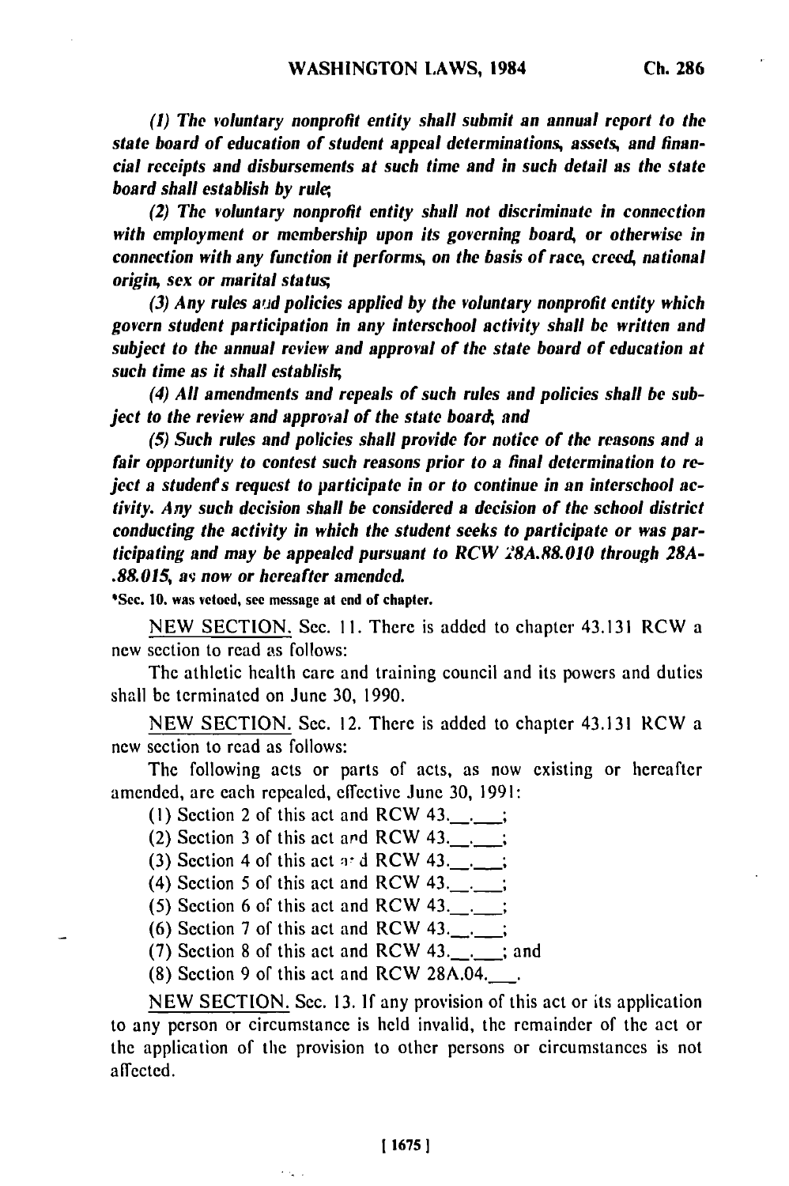*(1) The voluntary nonprofit entity shall submit an annual report to the state board of education of student appeal determinations, assets, and financial receipts and disbursements at such time and in such detail as the state board shall establish by rule;*

*(2) The voluntary nonprofit entity shall not discriminate in connection with employment or membership upon its governing board, or otherwise in connection with any function it performs, on the basis of race, creed, national origin, sex or marital status;*

*(3) Any rules and policies applied by the voluntary nonprofit entity which govern student participation in any interschool activity shall be written and subject to the annual review and approval of the state board of education at such time as it shall establish;*

*(4) All amendments and repeals of such rules and policies shall be subject to the review and approval of the state board; and*

*(5) Such rules and policies shall provide for notice of the reasons and a fair opportunity to contest such reasons prior to a final determination to reject a student's request to participate in or to continue in an interschool activity. Any such decision shall be considered a decision of the school district conducting the activity in which the student seeks to participate or was participating and may be appealed pursuant to RCW 28A.88.010 through 28A-.88.015, as now or hereafter amended.*

*Sec. 10. was vetoed, see message at end of chapter.

NEW SECTION. Sec. 11. There is added to chapter 43.131 RCW a new section to read as follows:

The athletic health care and training council and its powers and duties shall be terminated on June 30, 1990.

NEW SECTION. Sec. 12. There is added to chapter 43.131 RCW a new section to read as follows:

The following acts or parts of acts, as now existing or hereafter amended, are each repealed, effective June 30, 1991:

(1) Section 2 of this act and RCW 43.__.__;

(2) Section 3 of this act and RCW 43.__.__;

(3) Section 4 of this act and RCW 43.__.__;

(4) Section 5 of this act and RCW 43.__.__;

(5) Section 6 of this act and RCW 43.__.__;

(6) Section 7 of this act and RCW 43.__.__;

(7) Section 8 of this act and RCW 43.__.__; and

(8) Section 9 of this act and RCW 28A.04.___.

NEW SECTION. Sec. 13. If any provision of this act or its application to any person or circumstance is held invalid, the remainder of the act or the application of the provision to other persons or circumstances is not affected.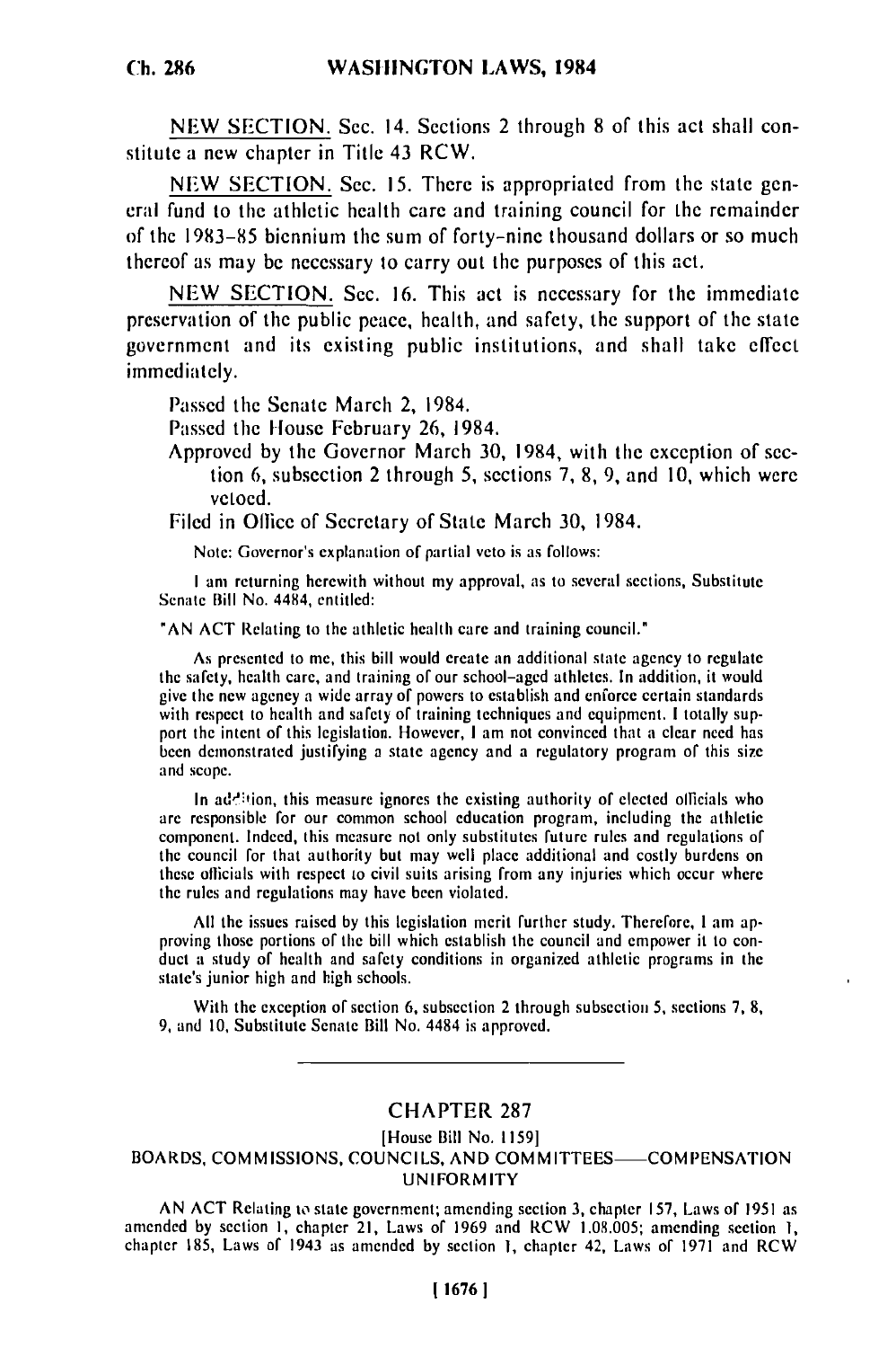NEW SECTION. Sec. 14. Sections 2 through 8 of this act shall constitute a new chapter in Title 43 RCW.

NEW SECTION. Sec. 15. There is appropriated from the state general fund to the athletic health care and training council for the remainder of the 1983-85 biennium the sum of forty-nine thousand dollars or so much thereof as may be necessary to carry out the purposes of this act.

NEW SECTION. Sec. 16. This act is necessary for the immediate preservation of the public peace, health, and safety, the support of the state government and its existing public institutions, and shall take effect immediately.

Passed the Senate March 2, 1984.

Passed the House February 26, 1984.

Approved by the Governor March 30, 1984, with the exception of section 6, subsection 2 through 5, sections 7, 8, 9, and 10, which were vetoed.

Filed in Office of Secretary of State March 30, 1984.

Note: Governor's explanation of partial veto is as follows:

I am returning herewith without my approval, as to several sections, Substitute Senate Bill No. 4484, entitled:

"AN ACT Relating to the athletic health care and training council."

As presented to me, this bill would create an additional state agency to regulate the safety, health care, and training of our school-aged athletes. In addition, it would give the new agency a wide array of powers to establish and enforce certain standards with respect to health and safety of training techniques and equipment. I totally support the intent of this legislation. However, I am not convinced that a clear need has been demonstrated justifying a state agency and a regulatory program of this size and scope.

In addition, this measure ignores the existing authority of elected officials who are responsible for our common school education program, including the athletic component. Indeed, this measure not only substitutes future rules and regulations of the council for that authority but may well place additional and costly burdens on these officials with respect to civil suits arising from any injuries which occur where the rules and regulations may have been violated.

All the issues raised by this legislation merit further study. Therefore, I am approving those portions of the bill which establish the council and empower it to conduct a study of health and safety conditions in organized athletic programs in the state's junior high and high schools.

With the exception of section 6, subsection 2 through subsection 5, sections 7, 8, 9, and 10, Substitute Senate Bill No. 4484 is approved.

---

## CHAPTER 287

[House Bill No. 1159]

BOARDS, COMMISSIONS, COUNCILS, AND COMMITTEES——COMPENSATION UNIFORMITY

AN ACT Relating to state government; amending section 3, chapter 157, Laws of 1951 as amended by section 1, chapter 21, Laws of 1969 and RCW 1.08.005; amending section 1, chapter 185, Laws of 1943 as amended by section 1, chapter 42, Laws of 1971 and RCW